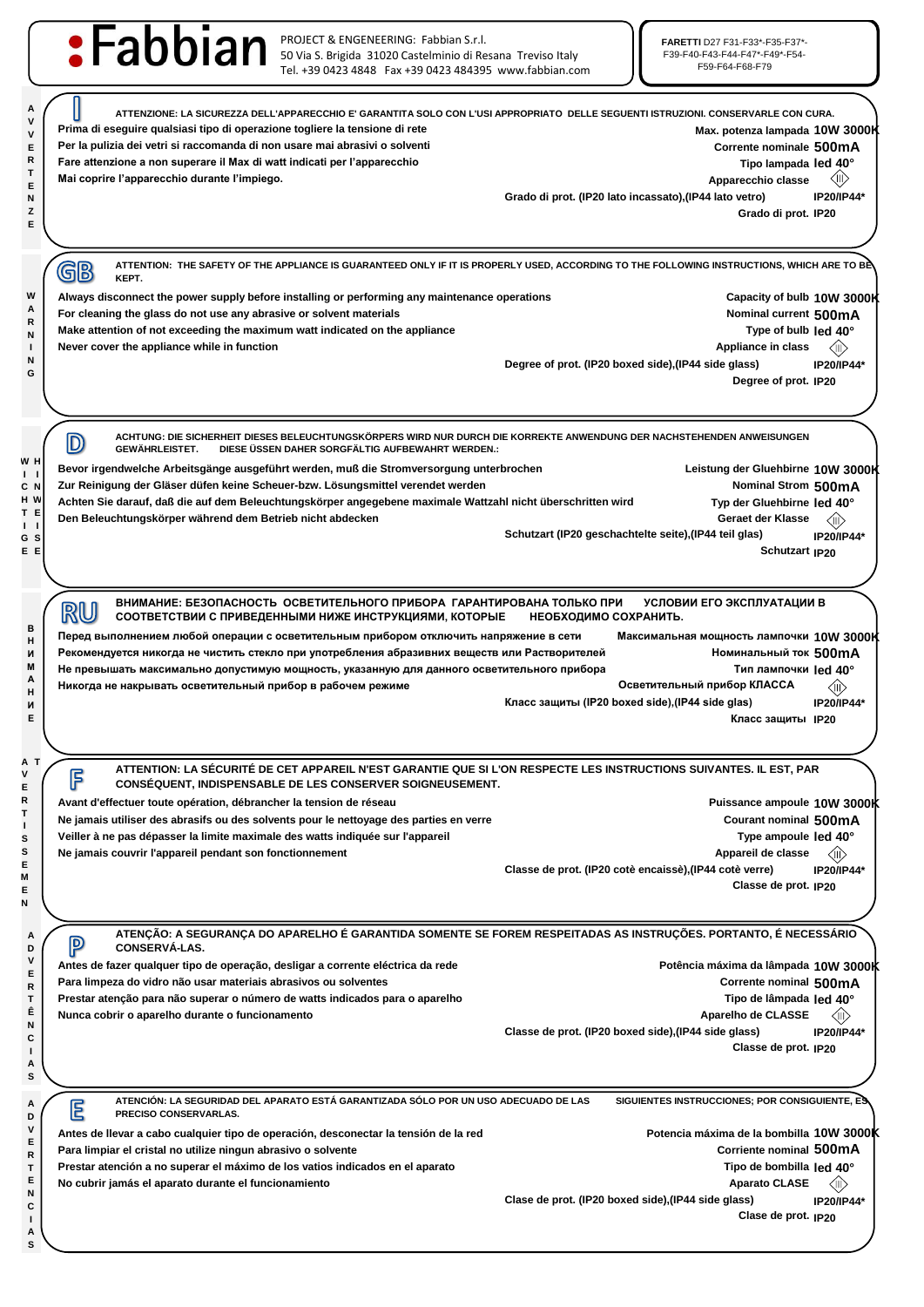# Fabbian

PROJECT & ENGENEERING: Fabbian S.r.l.
50 Via S. Brigida 31020 Castelminio di Resana Treviso Italy
Tel. +39 0423 4848 Fax +39 0423 484395 www.fabbian.com

**FARETTI** D27 F31-F33*-F35-F37*-F39-F40-F43-F44-F47*-F49*-F54-F59-F64-F68-F79

## AVVERTENZE (I)

ATTENZIONE: LA SICUREZZA DELL'APPARECCHIO E' GARANTITA SOLO CON L'USI APPROPRIATO DELLE SEGUENTI ISTRUZIONI. CONSERVARLE CON CURA.

Prima di eseguire qualsiasi tipo di operazione togliere la tensione di rete
Per la pulizia dei vetri si raccomanda di non usare mai abrasivi o solventi
Fare attenzione a non superare il Max di watt indicati per l'apparecchio
Mai coprire l'apparecchio durante l'impiego.

| | |
|---|---|
| Max. potenza lampada | 10W 3000K |
| Corrente nominale | 500mA |
| Tipo lampada | led 40° |
| Apparecchio classe | III |
| Grado di prot. (IP20 lato incassato),(IP44 lato vetro) | IP20/IP44* |
| Grado di prot. | IP20 |

## WARNING (GB)

ATTENTION: THE SAFETY OF THE APPLIANCE IS GUARANTEED ONLY IF IT IS PROPERLY USED, ACCORDING TO THE FOLLOWING INSTRUCTIONS, WHICH ARE TO BE KEPT.

Always disconnect the power supply before installing or performing any maintenance operations
For cleaning the glass do not use any abrasive or solvent materials
Make attention of not exceeding the maximum watt indicated on the appliance
Never cover the appliance while in function

| | |
|---|---|
| Capacity of bulb | 10W 3000K |
| Nominal current | 500mA |
| Type of bulb | led 40° |
| Appliance in class | III |
| Degree of prot. (IP20 boxed side),(IP44 side glass) | IP20/IP44* |
| Degree of prot. | IP20 |

## WICHTIGE HINWEISE (D)

ACHTUNG: DIE SICHERHEIT DIESES BELEUCHTUNGSKÖRPERS WIRD NUR DURCH DIE KORREKTE ANWENDUNG DER NACHSTEHENDEN ANWEISUNGEN GEWÄHRLEISTET. DIESE ÜSSEN DAHER SORGFÄLTIG AUFBEWAHRT WERDEN.:

Bevor irgendwelche Arbeitsgänge ausgeführt werden, muß die Stromversorgung unterbrochen
Zur Reinigung der Gläser düfen keine Scheuer-bzw. Lösungsmittel verendet werden
Achten Sie darauf, daß die auf dem Beleuchtungskörper angegebene maximale Wattzahl nicht überschritten wird
Den Beleuchtungskörper während dem Betrieb nicht abdecken

| | |
|---|---|
| Leistung der Gluehbirne | 10W 3000K |
| Nominal Strom | 500mA |
| Typ der Gluehbirne | led 40° |
| Geraet der Klasse | III |
| Schutzart (IP20 geschachtelte seite),(IP44 teil glas) | IP20/IP44* |
| Schutzart | IP20 |

## ВНИМАНИЕ (RU)

ВНИМАНИЕ: БЕЗОПАСНОСТЬ ОСВЕТИТЕЛЬНОГО ПРИБОРА ГАРАНТИРОВАНА ТОЛЬКО ПРИ УСЛОВИИ ЕГО ЭКСПЛУАТАЦИИ В СООТВЕТСТВИИ С ПРИВЕДЕННЫМИ НИЖЕ ИНСТРУКЦИЯМИ, КОТОРЫЕ НЕОБХОДИМО СОХРАНИТЬ.

Перед выполнением любой операции с осветительным прибором отключить напряжение в сети
Рекомендуется никогда не чистить стекло при употреблении абразивных веществ или Растворителей
Не превышать максимально допустимую мощность, указанную для данного осветительного прибора
Никогда не накрывать осветительный прибор в рабочем режиме

| | |
|---|---|
| Максимальная мощность лампочки | 10W 3000K |
| Номинальный ток | 500mA |
| Тип лампочки | led 40° |
| Осветительный прибор КЛАССА | III |
| Класс защиты (IP20 boxed side),(IP44 side glas) | IP20/IP44* |
| Класс защиты | IP20 |

## AVERTISSEMENT (F)

ATTENTION: LA SÉCURITÉ DE CET APPAREIL N'EST GARANTIE QUE SI L'ON RESPECTE LES INSTRUCTIONS SUIVANTES. IL EST, PAR CONSÉQUENT, INDISPENSABLE DE LES CONSERVER SOIGNEUSEMENT.

Avant d'effectuer toute opération, débrancher la tension de réseau
Ne jamais utiliser des abrasifs ou des solvents pour le nettoyage des parties en verre
Veiller à ne pas dépasser la limite maximale des watts indiquée sur l'appareil
Ne jamais couvrir l'appareil pendant son fonctionnement

| | |
|---|---|
| Puissance ampoule | 10W 3000K |
| Courant nominal | 500mA |
| Type ampoule | led 40° |
| Appareil de classe | III |
| Classe de prot. (IP20 cotè encaissè),(IP44 cotè verre) | IP20/IP44* |
| Classe de prot. | IP20 |

## ADVERTÊNCIAS (P)

ATENÇÃO: A SEGURANÇA DO APARELHO É GARANTIDA SOMENTE SE FOREM RESPEITADAS AS INSTRUÇÕES. PORTANTO, É NECESSÁRIO CONSERVÁ-LAS.

Antes de fazer qualquer tipo de operação, desligar a corrente eléctrica da rede
Para limpeza do vidro não usar materiais abrasivos ou solventes
Prestar atenção para não superar o número de watts indicados para o aparelho
Nunca cobrir o aparelho durante o funcionamento

| | |
|---|---|
| Potência máxima da lâmpada | 10W 3000K |
| Corrente nominal | 500mA |
| Tipo de lâmpada | led 40° |
| Aparelho de CLASSE | III |
| Classe de prot. (IP20 boxed side),(IP44 side glass) | IP20/IP44* |
| Classe de prot. | IP20 |

## ADVERTENCIAS (E)

ATENCIÓN: LA SEGURIDAD DEL APARATO ESTÁ GARANTIZADA SÓLO POR UN USO ADECUADO DE LAS SIGUIENTES INSTRUCCIONES; POR CONSIGUIENTE, ES PRECISO CONSERVARLAS.

Antes de llevar a cabo cualquier tipo de operación, desconectar la tensión de la red
Para limpiar el cristal no utilize ningun abrasivo o solvente
Prestar atención a no superar el máximo de los vatios indicados en el aparato
No cubrir jamás el aparato durante el funcionamiento

| | |
|---|---|
| Potencia máxima de la bombilla | 10W 3000K |
| Corriente nominal | 500mA |
| Tipo de bombilla | led 40° |
| Aparato CLASE | III |
| Clase de prot. (IP20 boxed side),(IP44 side glass) | IP20/IP44* |
| Clase de prot. | IP20 |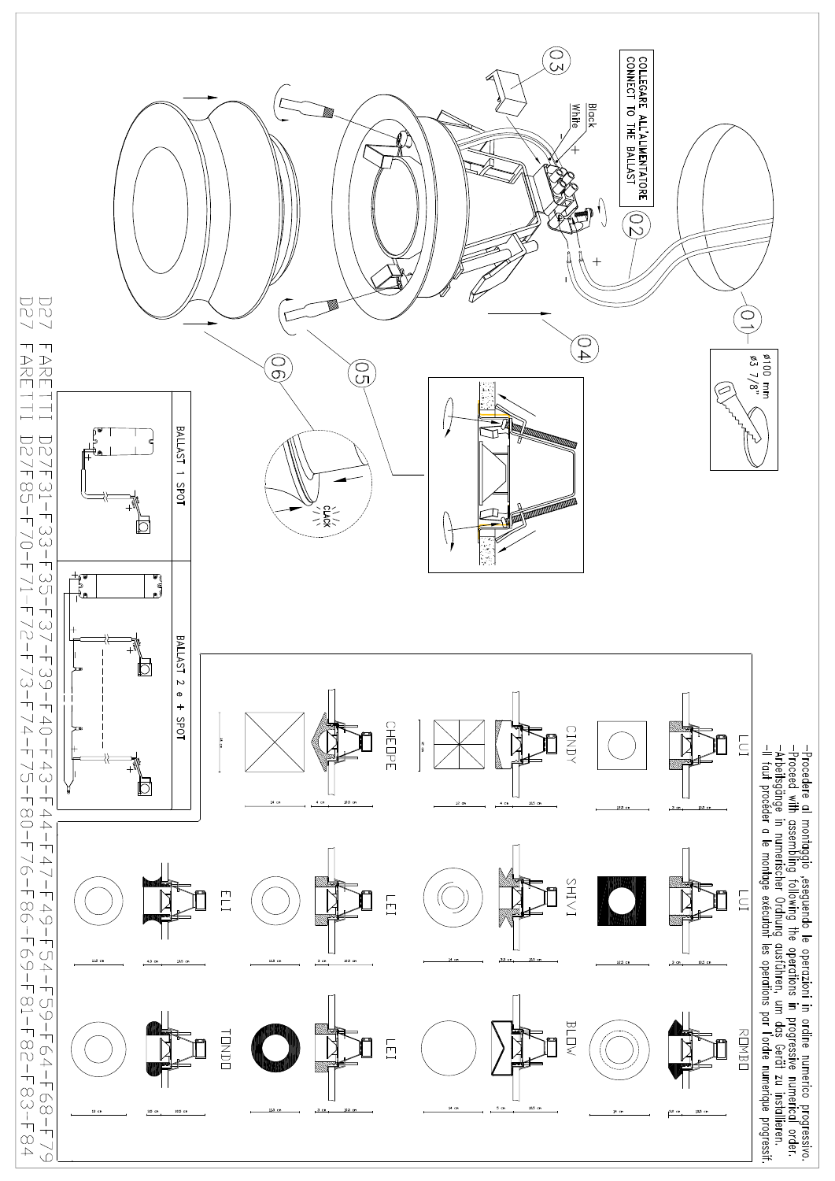COLLEGARE ALL'ALIMENTATORE
CONNECT TO THE BALLAST

Black
White

01
02
03
04
05
06

ø100 mm
ø3 7/8"

CLACK

BALLAST 1 SPOT

BALLAST 2 e + SPOT

- Procedere al montaggio ,eseguendo le operazioni in ordine numerico progressivo.
- Proceed with assembling following the operations in progressive numerical order.
- Arbeitsgänge in numerischer Ordnung ausführen, um das Gerät zu installieren.
- Il faut procéder a le montage exécutant les operations par l'ordre numerique progressif.

LUI

LUI

ROMBO

CINDY

SHIVI

BLOW

CHEOPE

LEI

LEI

ELI

TONDO

D27 FARETTI D27F31-F33-F35-F37-F39-F40-F43-F44-F47-F49-F54-F59-F64-F68-F79
D27 FARETTI D27F85-F70-F71-F72-F73-F74-F75-F80-F76-F86-F69-F81-F82-F83-F84